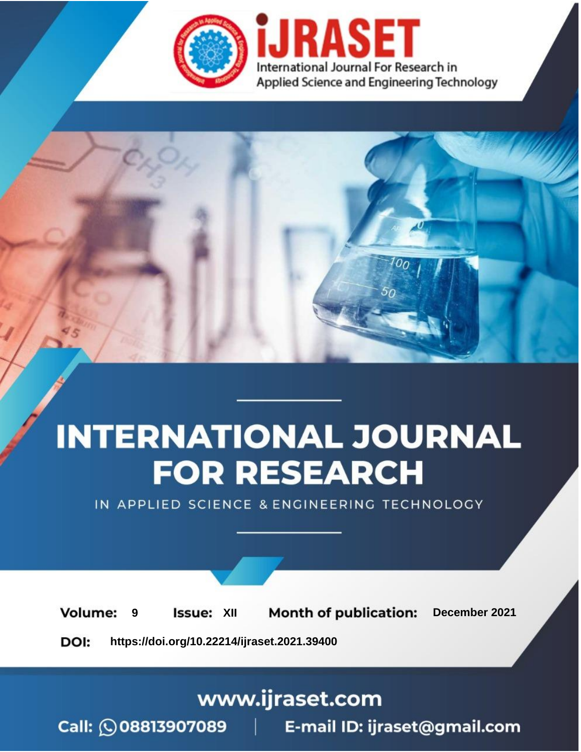iJRASET

International Journal For Research in Applied Science and Engineering Technology

# INTERNATIONAL JOURNAL FOR RESEARCH

IN APPLIED SCIENCE & ENGINEERING TECHNOLOGY

**Volume:** 9 **Issue:** XII **Month of publication:** December 2021

**DOI:** https://doi.org/10.22214/ijraset.2021.39400

www.ijraset.com

Call: 08813907089 | E-mail ID: ijraset@gmail.com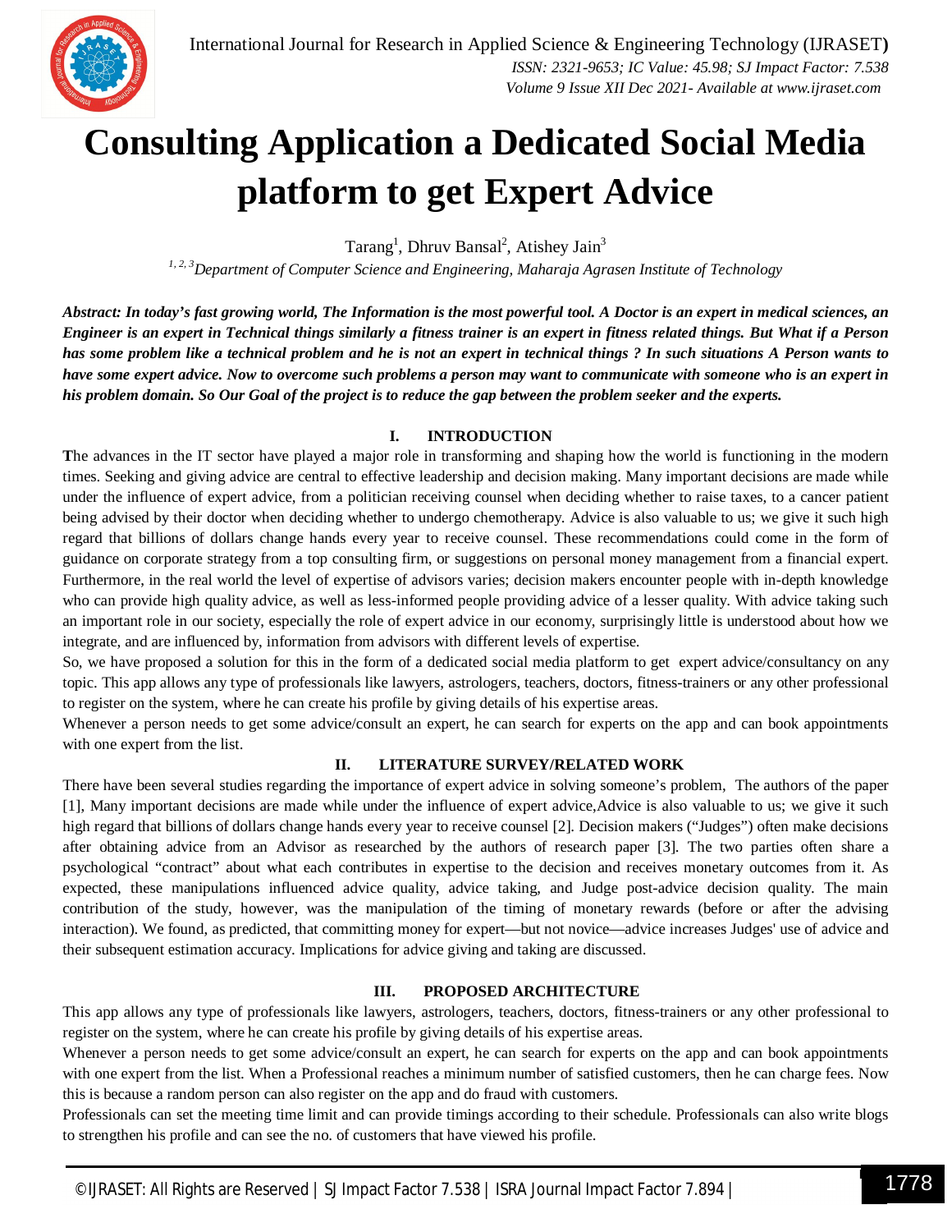# Consulting Application a Dedicated Social Media platform to get Expert Advice

Tarang[1], Dhruv Bansal[2], Atishey Jain[3]

*[1, 2, 3]Department of Computer Science and Engineering, Maharaja Agrasen Institute of Technology*

***Abstract: In today's fast growing world, The Information is the most powerful tool. A Doctor is an expert in medical sciences, an Engineer is an expert in Technical things similarly a fitness trainer is an expert in fitness related things. But What if a Person has some problem like a technical problem and he is not an expert in technical things ? In such situations A Person wants to have some expert advice. Now to overcome such problems a person may want to communicate with someone who is an expert in his problem domain. So Our Goal of the project is to reduce the gap between the problem seeker and the experts.***

## I. INTRODUCTION

The advances in the IT sector have played a major role in transforming and shaping how the world is functioning in the modern times. Seeking and giving advice are central to effective leadership and decision making. Many important decisions are made while under the influence of expert advice, from a politician receiving counsel when deciding whether to raise taxes, to a cancer patient being advised by their doctor when deciding whether to undergo chemotherapy. Advice is also valuable to us; we give it such high regard that billions of dollars change hands every year to receive counsel. These recommendations could come in the form of guidance on corporate strategy from a top consulting firm, or suggestions on personal money management from a financial expert. Furthermore, in the real world the level of expertise of advisors varies; decision makers encounter people with in-depth knowledge who can provide high quality advice, as well as less-informed people providing advice of a lesser quality. With advice taking such an important role in our society, especially the role of expert advice in our economy, surprisingly little is understood about how we integrate, and are influenced by, information from advisors with different levels of expertise.

So, we have proposed a solution for this in the form of a dedicated social media platform to get expert advice/consultancy on any topic. This app allows any type of professionals like lawyers, astrologers, teachers, doctors, fitness-trainers or any other professional to register on the system, where he can create his profile by giving details of his expertise areas.

Whenever a person needs to get some advice/consult an expert, he can search for experts on the app and can book appointments with one expert from the list.

## II. LITERATURE SURVEY/RELATED WORK

There have been several studies regarding the importance of expert advice in solving someone's problem, The authors of the paper [1], Many important decisions are made while under the influence of expert advice,Advice is also valuable to us; we give it such high regard that billions of dollars change hands every year to receive counsel [2]. Decision makers ("Judges") often make decisions after obtaining advice from an Advisor as researched by the authors of research paper [3]. The two parties often share a psychological "contract" about what each contributes in expertise to the decision and receives monetary outcomes from it. As expected, these manipulations influenced advice quality, advice taking, and Judge post-advice decision quality. The main contribution of the study, however, was the manipulation of the timing of monetary rewards (before or after the advising interaction). We found, as predicted, that committing money for expert—but not novice—advice increases Judges' use of advice and their subsequent estimation accuracy. Implications for advice giving and taking are discussed.

## III. PROPOSED ARCHITECTURE

This app allows any type of professionals like lawyers, astrologers, teachers, doctors, fitness-trainers or any other professional to register on the system, where he can create his profile by giving details of his expertise areas.

Whenever a person needs to get some advice/consult an expert, he can search for experts on the app and can book appointments with one expert from the list. When a Professional reaches a minimum number of satisfied customers, then he can charge fees. Now this is because a random person can also register on the app and do fraud with customers.

Professionals can set the meeting time limit and can provide timings according to their schedule. Professionals can also write blogs to strengthen his profile and can see the no. of customers that have viewed his profile.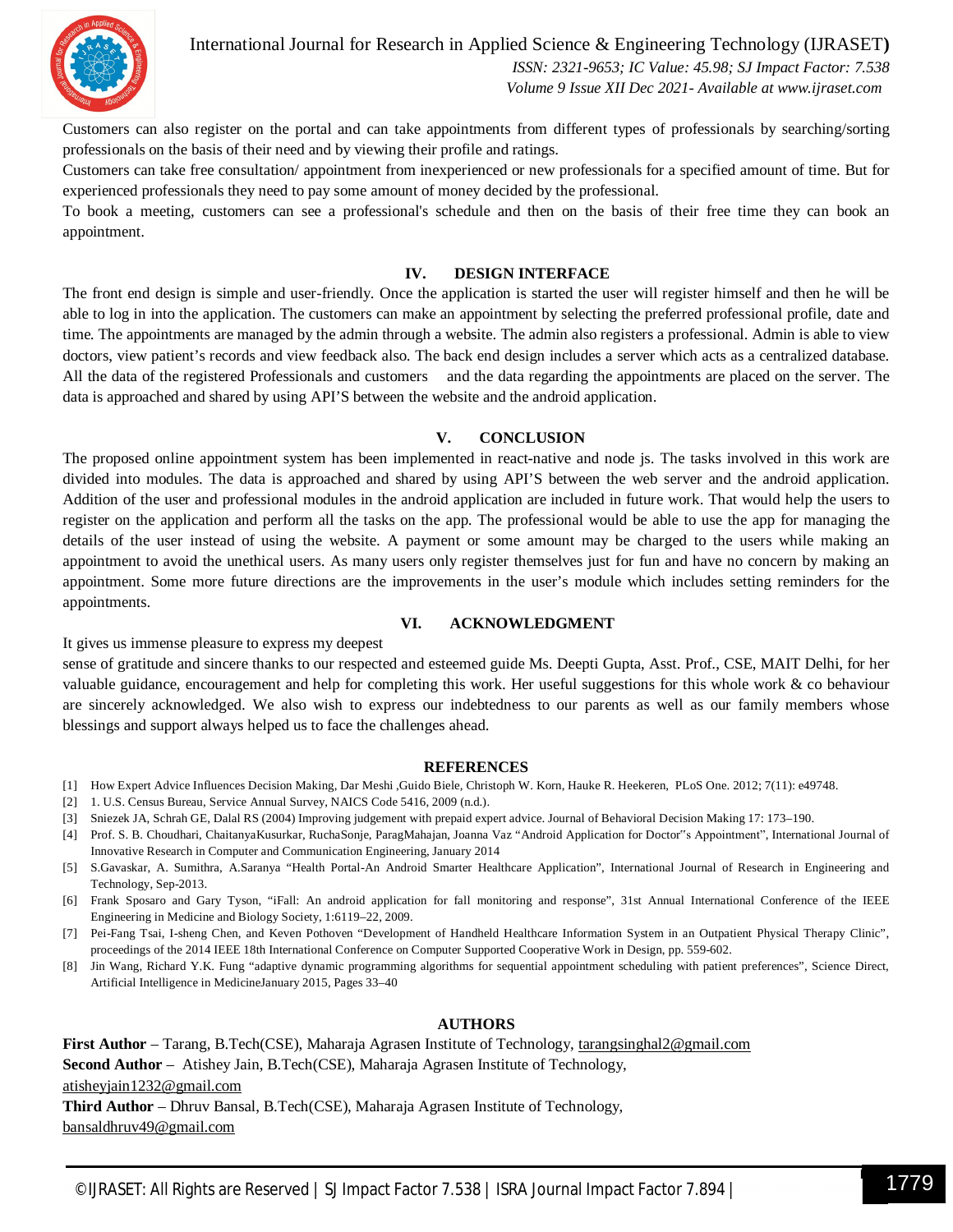Customers can also register on the portal and can take appointments from different types of professionals by searching/sorting professionals on the basis of their need and by viewing their profile and ratings.

Customers can take free consultation/ appointment from inexperienced or new professionals for a specified amount of time. But for experienced professionals they need to pay some amount of money decided by the professional.

To book a meeting, customers can see a professional's schedule and then on the basis of their free time they can book an appointment.

## IV. DESIGN INTERFACE

The front end design is simple and user-friendly. Once the application is started the user will register himself and then he will be able to log in into the application. The customers can make an appointment by selecting the preferred professional profile, date and time. The appointments are managed by the admin through a website. The admin also registers a professional. Admin is able to view doctors, view patient's records and view feedback also. The back end design includes a server which acts as a centralized database. All the data of the registered Professionals and customers and the data regarding the appointments are placed on the server. The data is approached and shared by using API'S between the website and the android application.

## V. CONCLUSION

The proposed online appointment system has been implemented in react-native and node js. The tasks involved in this work are divided into modules. The data is approached and shared by using API'S between the web server and the android application. Addition of the user and professional modules in the android application are included in future work. That would help the users to register on the application and perform all the tasks on the app. The professional would be able to use the app for managing the details of the user instead of using the website. A payment or some amount may be charged to the users while making an appointment to avoid the unethical users. As many users only register themselves just for fun and have no concern by making an appointment. Some more future directions are the improvements in the user's module which includes setting reminders for the appointments.

## VI. ACKNOWLEDGMENT

It gives us immense pleasure to express my deepest
sense of gratitude and sincere thanks to our respected and esteemed guide Ms. Deepti Gupta, Asst. Prof., CSE, MAIT Delhi, for her valuable guidance, encouragement and help for completing this work. Her useful suggestions for this whole work & co behaviour are sincerely acknowledged. We also wish to express our indebtedness to our parents as well as our family members whose blessings and support always helped us to face the challenges ahead.

## REFERENCES

[1] How Expert Advice Influences Decision Making, Dar Meshi ,Guido Biele, Christoph W. Korn, Hauke R. Heekeren, PLoS One. 2012; 7(11): e49748.

[2] 1. U.S. Census Bureau, Service Annual Survey, NAICS Code 5416, 2009 (n.d.).

[3] Sniezek JA, Schrah GE, Dalal RS (2004) Improving judgement with prepaid expert advice. Journal of Behavioral Decision Making 17: 173–190.

[4] Prof. S. B. Choudhari, ChaitanyaKusurkar, RuchaSonje, ParagMahajan, Joanna Vaz "Android Application for Doctor"s Appointment", International Journal of Innovative Research in Computer and Communication Engineering, January 2014

[5] S.Gavaskar, A. Sumithra, A.Saranya "Health Portal-An Android Smarter Healthcare Application", International Journal of Research in Engineering and Technology, Sep-2013.

[6] Frank Sposaro and Gary Tyson, "iFall: An android application for fall monitoring and response", 31st Annual International Conference of the IEEE Engineering in Medicine and Biology Society, 1:6119–22, 2009.

[7] Pei-Fang Tsai, I-sheng Chen, and Keven Pothoven "Development of Handheld Healthcare Information System in an Outpatient Physical Therapy Clinic", proceedings of the 2014 IEEE 18th International Conference on Computer Supported Cooperative Work in Design, pp. 559-602.

[8] Jin Wang, Richard Y.K. Fung "adaptive dynamic programming algorithms for sequential appointment scheduling with patient preferences", Science Direct, Artificial Intelligence in MedicineJanuary 2015, Pages 33–40

## AUTHORS

**First Author** – Tarang, B.Tech(CSE), Maharaja Agrasen Institute of Technology, tarangsinghal2@gmail.com

**Second Author** – Atishey Jain, B.Tech(CSE), Maharaja Agrasen Institute of Technology, atisheyjain1232@gmail.com

**Third Author** – Dhruv Bansal, B.Tech(CSE), Maharaja Agrasen Institute of Technology, bansaldhruv49@gmail.com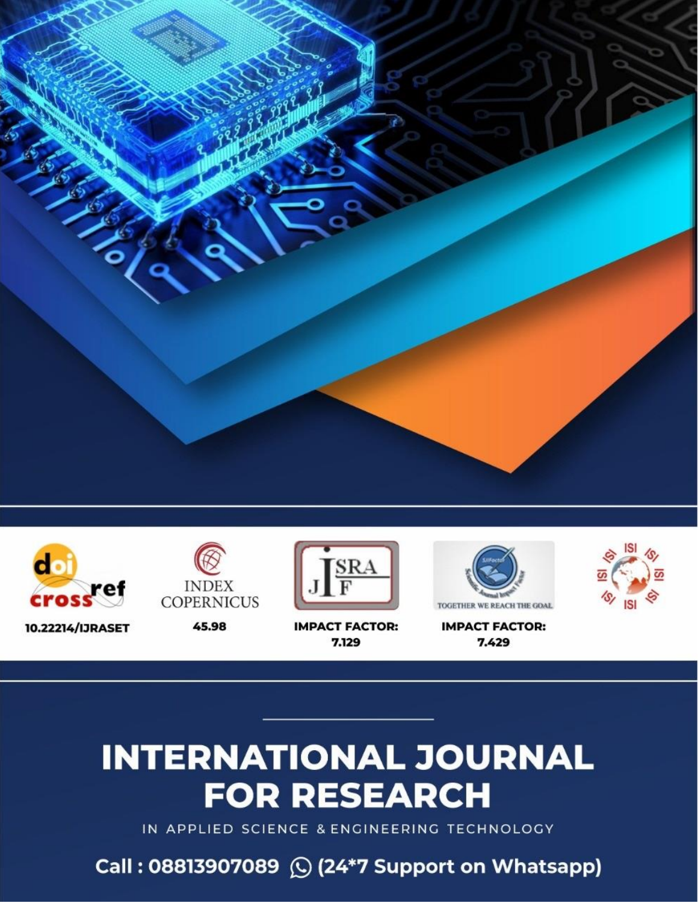10.22214/IJRASET

INDEX COPERNICUS

45.98

IMPACT FACTOR: 7.129

IMPACT FACTOR: 7.429

# INTERNATIONAL JOURNAL FOR RESEARCH

IN APPLIED SCIENCE & ENGINEERING TECHNOLOGY

Call : 08813907089 (24*7 Support on Whatsapp)